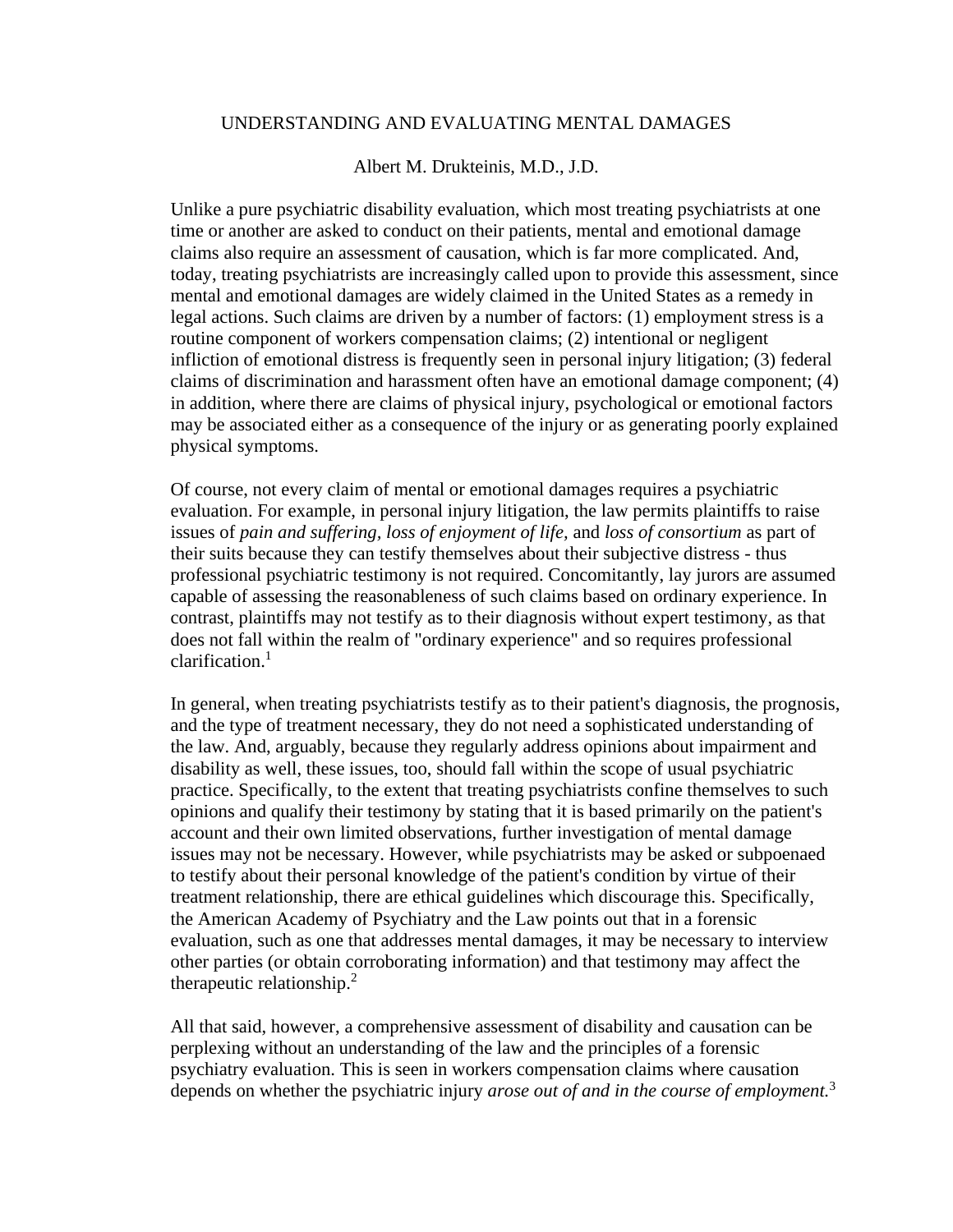# UNDERSTANDING AND EVALUATING MENTAL DAMAGES

Albert M. Drukteinis, M.D., J.D.

Unlike a pure psychiatric disability evaluation, which most treating psychiatrists at one time or another are asked to conduct on their patients, mental and emotional damage claims also require an assessment of causation, which is far more complicated. And, today, treating psychiatrists are increasingly called upon to provide this assessment, since mental and emotional damages are widely claimed in the United States as a remedy in legal actions. Such claims are driven by a number of factors: (1) employment stress is a routine component of workers compensation claims; (2) intentional or negligent infliction of emotional distress is frequently seen in personal injury litigation; (3) federal claims of discrimination and harassment often have an emotional damage component; (4) in addition, where there are claims of physical injury, psychological or emotional factors may be associated either as a consequence of the injury or as generating poorly explained physical symptoms.

Of course, not every claim of mental or emotional damages requires a psychiatric evaluation. For example, in personal injury litigation, the law permits plaintiffs to raise issues of *pain and suffering, loss of enjoyment of life,* and *loss of consortium* as part of their suits because they can testify themselves about their subjective distress - thus professional psychiatric testimony is not required. Concomitantly, lay jurors are assumed capable of assessing the reasonableness of such claims based on ordinary experience. In contrast, plaintiffs may not testify as to their diagnosis without expert testimony, as that does not fall within the realm of "ordinary experience" and so requires professional clarification.[1]

In general, when treating psychiatrists testify as to their patient's diagnosis, the prognosis, and the type of treatment necessary, they do not need a sophisticated understanding of the law. And, arguably, because they regularly address opinions about impairment and disability as well, these issues, too, should fall within the scope of usual psychiatric practice. Specifically, to the extent that treating psychiatrists confine themselves to such opinions and qualify their testimony by stating that it is based primarily on the patient's account and their own limited observations, further investigation of mental damage issues may not be necessary. However, while psychiatrists may be asked or subpoenaed to testify about their personal knowledge of the patient's condition by virtue of their treatment relationship, there are ethical guidelines which discourage this. Specifically, the American Academy of Psychiatry and the Law points out that in a forensic evaluation, such as one that addresses mental damages, it may be necessary to interview other parties (or obtain corroborating information) and that testimony may affect the therapeutic relationship.[2]

All that said, however, a comprehensive assessment of disability and causation can be perplexing without an understanding of the law and the principles of a forensic psychiatry evaluation. This is seen in workers compensation claims where causation depends on whether the psychiatric injury *arose out of and in the course of employment.*[3]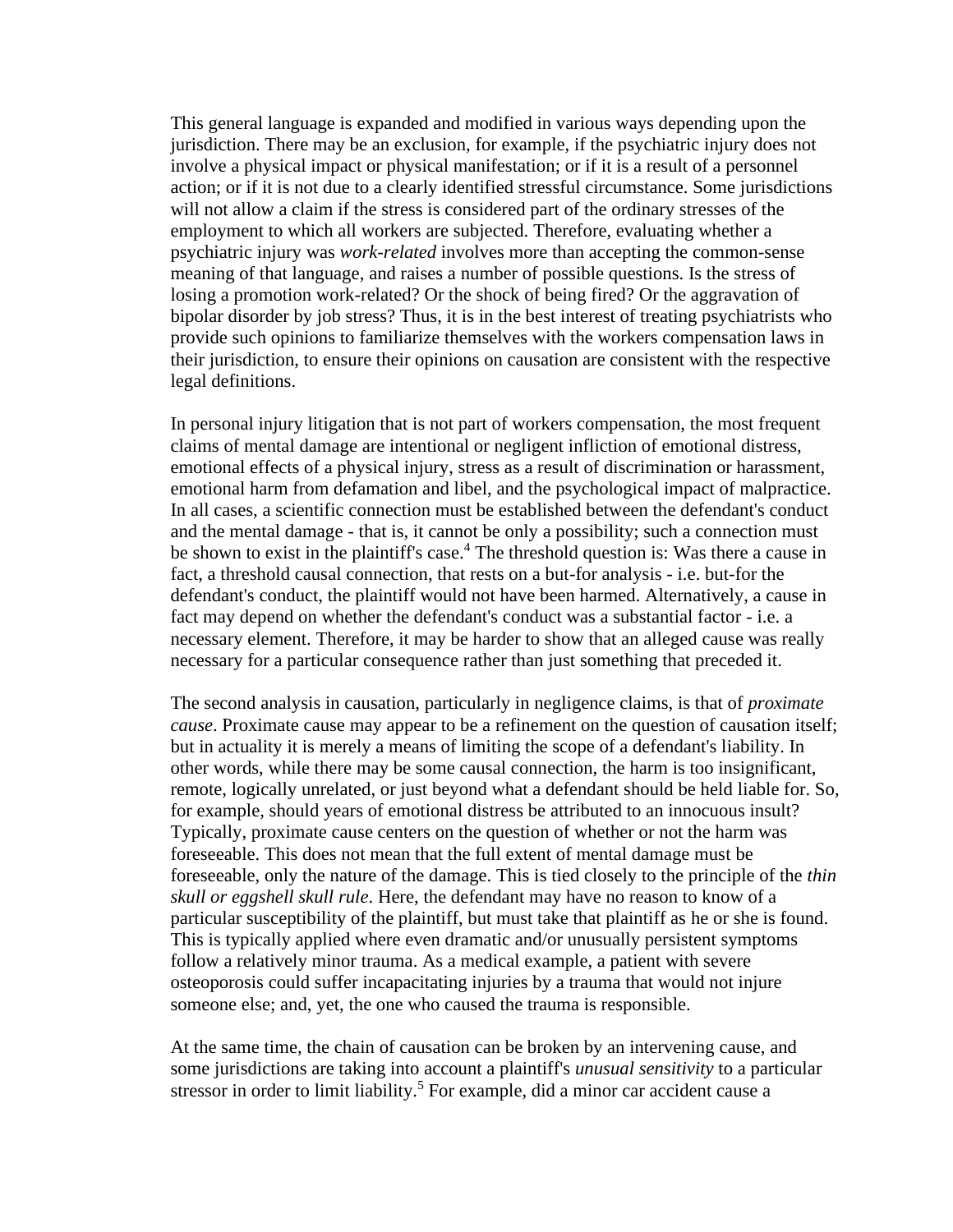This general language is expanded and modified in various ways depending upon the jurisdiction. There may be an exclusion, for example, if the psychiatric injury does not involve a physical impact or physical manifestation; or if it is a result of a personnel action; or if it is not due to a clearly identified stressful circumstance. Some jurisdictions will not allow a claim if the stress is considered part of the ordinary stresses of the employment to which all workers are subjected. Therefore, evaluating whether a psychiatric injury was *work-related* involves more than accepting the common-sense meaning of that language, and raises a number of possible questions. Is the stress of losing a promotion work-related? Or the shock of being fired? Or the aggravation of bipolar disorder by job stress? Thus, it is in the best interest of treating psychiatrists who provide such opinions to familiarize themselves with the workers compensation laws in their jurisdiction, to ensure their opinions on causation are consistent with the respective legal definitions.

In personal injury litigation that is not part of workers compensation, the most frequent claims of mental damage are intentional or negligent infliction of emotional distress, emotional effects of a physical injury, stress as a result of discrimination or harassment, emotional harm from defamation and libel, and the psychological impact of malpractice. In all cases, a scientific connection must be established between the defendant's conduct and the mental damage - that is, it cannot be only a possibility; such a connection must be shown to exist in the plaintiff's case.[4] The threshold question is: Was there a cause in fact, a threshold causal connection, that rests on a but-for analysis - i.e. but-for the defendant's conduct, the plaintiff would not have been harmed. Alternatively, a cause in fact may depend on whether the defendant's conduct was a substantial factor - i.e. a necessary element. Therefore, it may be harder to show that an alleged cause was really necessary for a particular consequence rather than just something that preceded it.

The second analysis in causation, particularly in negligence claims, is that of *proximate cause*. Proximate cause may appear to be a refinement on the question of causation itself; but in actuality it is merely a means of limiting the scope of a defendant's liability. In other words, while there may be some causal connection, the harm is too insignificant, remote, logically unrelated, or just beyond what a defendant should be held liable for. So, for example, should years of emotional distress be attributed to an innocuous insult? Typically, proximate cause centers on the question of whether or not the harm was foreseeable. This does not mean that the full extent of mental damage must be foreseeable, only the nature of the damage. This is tied closely to the principle of the *thin skull or eggshell skull rule*. Here, the defendant may have no reason to know of a particular susceptibility of the plaintiff, but must take that plaintiff as he or she is found. This is typically applied where even dramatic and/or unusually persistent symptoms follow a relatively minor trauma. As a medical example, a patient with severe osteoporosis could suffer incapacitating injuries by a trauma that would not injure someone else; and, yet, the one who caused the trauma is responsible.

At the same time, the chain of causation can be broken by an intervening cause, and some jurisdictions are taking into account a plaintiff's *unusual sensitivity* to a particular stressor in order to limit liability.[5] For example, did a minor car accident cause a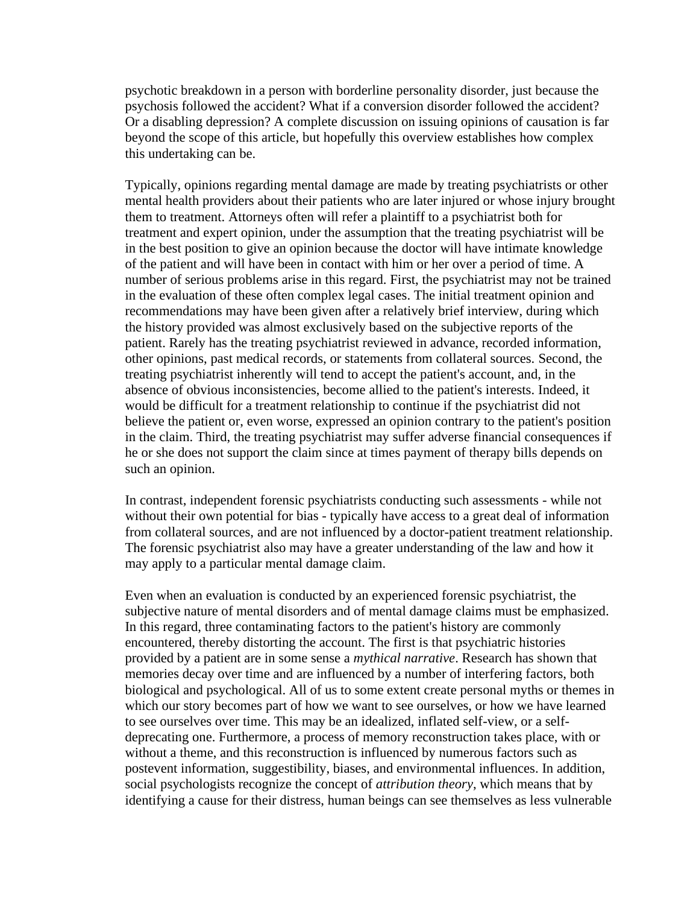psychotic breakdown in a person with borderline personality disorder, just because the psychosis followed the accident? What if a conversion disorder followed the accident? Or a disabling depression? A complete discussion on issuing opinions of causation is far beyond the scope of this article, but hopefully this overview establishes how complex this undertaking can be.

Typically, opinions regarding mental damage are made by treating psychiatrists or other mental health providers about their patients who are later injured or whose injury brought them to treatment. Attorneys often will refer a plaintiff to a psychiatrist both for treatment and expert opinion, under the assumption that the treating psychiatrist will be in the best position to give an opinion because the doctor will have intimate knowledge of the patient and will have been in contact with him or her over a period of time. A number of serious problems arise in this regard. First, the psychiatrist may not be trained in the evaluation of these often complex legal cases. The initial treatment opinion and recommendations may have been given after a relatively brief interview, during which the history provided was almost exclusively based on the subjective reports of the patient. Rarely has the treating psychiatrist reviewed in advance, recorded information, other opinions, past medical records, or statements from collateral sources. Second, the treating psychiatrist inherently will tend to accept the patient's account, and, in the absence of obvious inconsistencies, become allied to the patient's interests. Indeed, it would be difficult for a treatment relationship to continue if the psychiatrist did not believe the patient or, even worse, expressed an opinion contrary to the patient's position in the claim. Third, the treating psychiatrist may suffer adverse financial consequences if he or she does not support the claim since at times payment of therapy bills depends on such an opinion.

In contrast, independent forensic psychiatrists conducting such assessments - while not without their own potential for bias - typically have access to a great deal of information from collateral sources, and are not influenced by a doctor-patient treatment relationship. The forensic psychiatrist also may have a greater understanding of the law and how it may apply to a particular mental damage claim.

Even when an evaluation is conducted by an experienced forensic psychiatrist, the subjective nature of mental disorders and of mental damage claims must be emphasized. In this regard, three contaminating factors to the patient's history are commonly encountered, thereby distorting the account. The first is that psychiatric histories provided by a patient are in some sense a *mythical narrative*. Research has shown that memories decay over time and are influenced by a number of interfering factors, both biological and psychological. All of us to some extent create personal myths or themes in which our story becomes part of how we want to see ourselves, or how we have learned to see ourselves over time. This may be an idealized, inflated self-view, or a self-deprecating one. Furthermore, a process of memory reconstruction takes place, with or without a theme, and this reconstruction is influenced by numerous factors such as postevent information, suggestibility, biases, and environmental influences. In addition, social psychologists recognize the concept of *attribution theory*, which means that by identifying a cause for their distress, human beings can see themselves as less vulnerable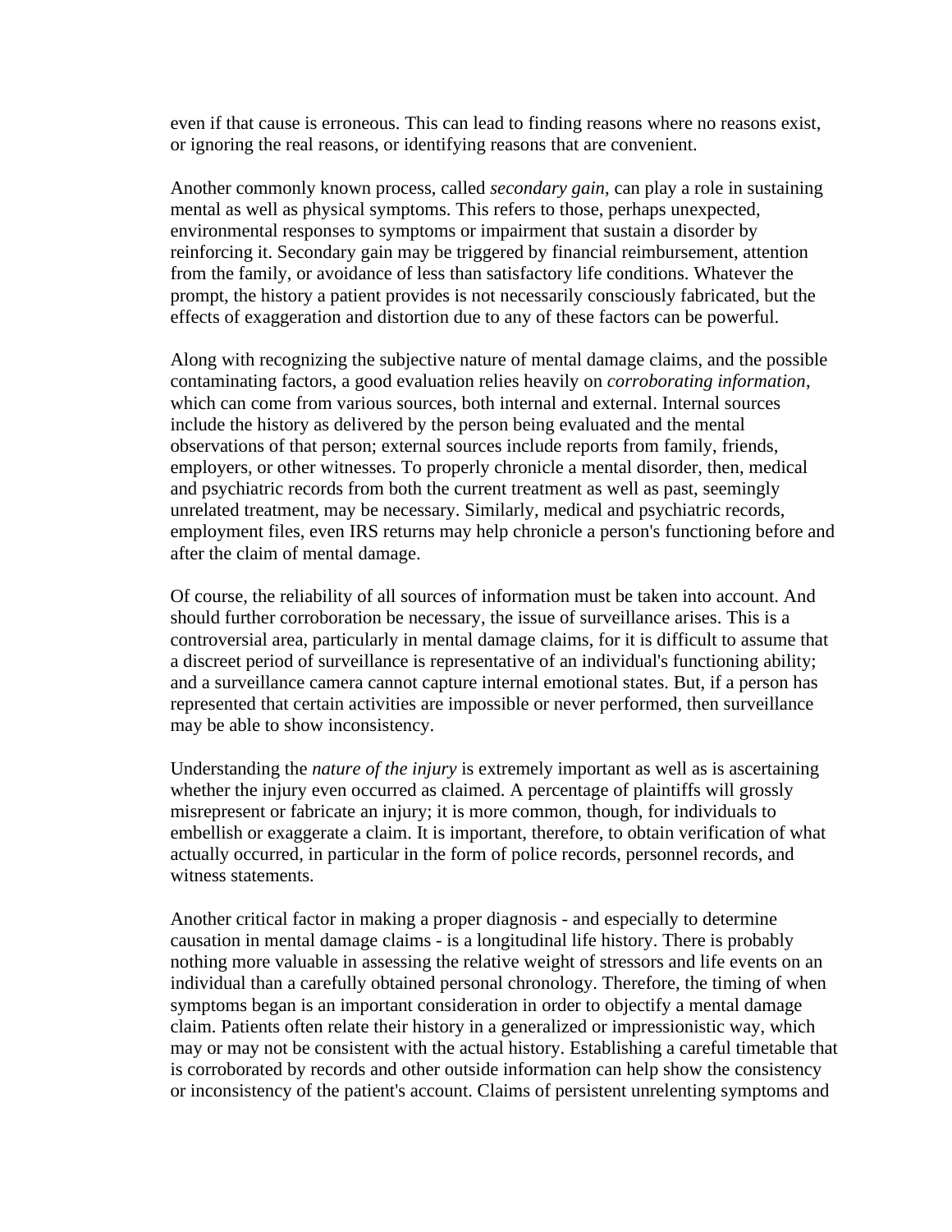even if that cause is erroneous. This can lead to finding reasons where no reasons exist, or ignoring the real reasons, or identifying reasons that are convenient.

Another commonly known process, called *secondary gain*, can play a role in sustaining mental as well as physical symptoms. This refers to those, perhaps unexpected, environmental responses to symptoms or impairment that sustain a disorder by reinforcing it. Secondary gain may be triggered by financial reimbursement, attention from the family, or avoidance of less than satisfactory life conditions. Whatever the prompt, the history a patient provides is not necessarily consciously fabricated, but the effects of exaggeration and distortion due to any of these factors can be powerful.

Along with recognizing the subjective nature of mental damage claims, and the possible contaminating factors, a good evaluation relies heavily on *corroborating information*, which can come from various sources, both internal and external. Internal sources include the history as delivered by the person being evaluated and the mental observations of that person; external sources include reports from family, friends, employers, or other witnesses. To properly chronicle a mental disorder, then, medical and psychiatric records from both the current treatment as well as past, seemingly unrelated treatment, may be necessary. Similarly, medical and psychiatric records, employment files, even IRS returns may help chronicle a person's functioning before and after the claim of mental damage.

Of course, the reliability of all sources of information must be taken into account. And should further corroboration be necessary, the issue of surveillance arises. This is a controversial area, particularly in mental damage claims, for it is difficult to assume that a discreet period of surveillance is representative of an individual's functioning ability; and a surveillance camera cannot capture internal emotional states. But, if a person has represented that certain activities are impossible or never performed, then surveillance may be able to show inconsistency.

Understanding the *nature of the injury* is extremely important as well as is ascertaining whether the injury even occurred as claimed. A percentage of plaintiffs will grossly misrepresent or fabricate an injury; it is more common, though, for individuals to embellish or exaggerate a claim. It is important, therefore, to obtain verification of what actually occurred, in particular in the form of police records, personnel records, and witness statements.

Another critical factor in making a proper diagnosis - and especially to determine causation in mental damage claims - is a longitudinal life history. There is probably nothing more valuable in assessing the relative weight of stressors and life events on an individual than a carefully obtained personal chronology. Therefore, the timing of when symptoms began is an important consideration in order to objectify a mental damage claim. Patients often relate their history in a generalized or impressionistic way, which may or may not be consistent with the actual history. Establishing a careful timetable that is corroborated by records and other outside information can help show the consistency or inconsistency of the patient's account. Claims of persistent unrelenting symptoms and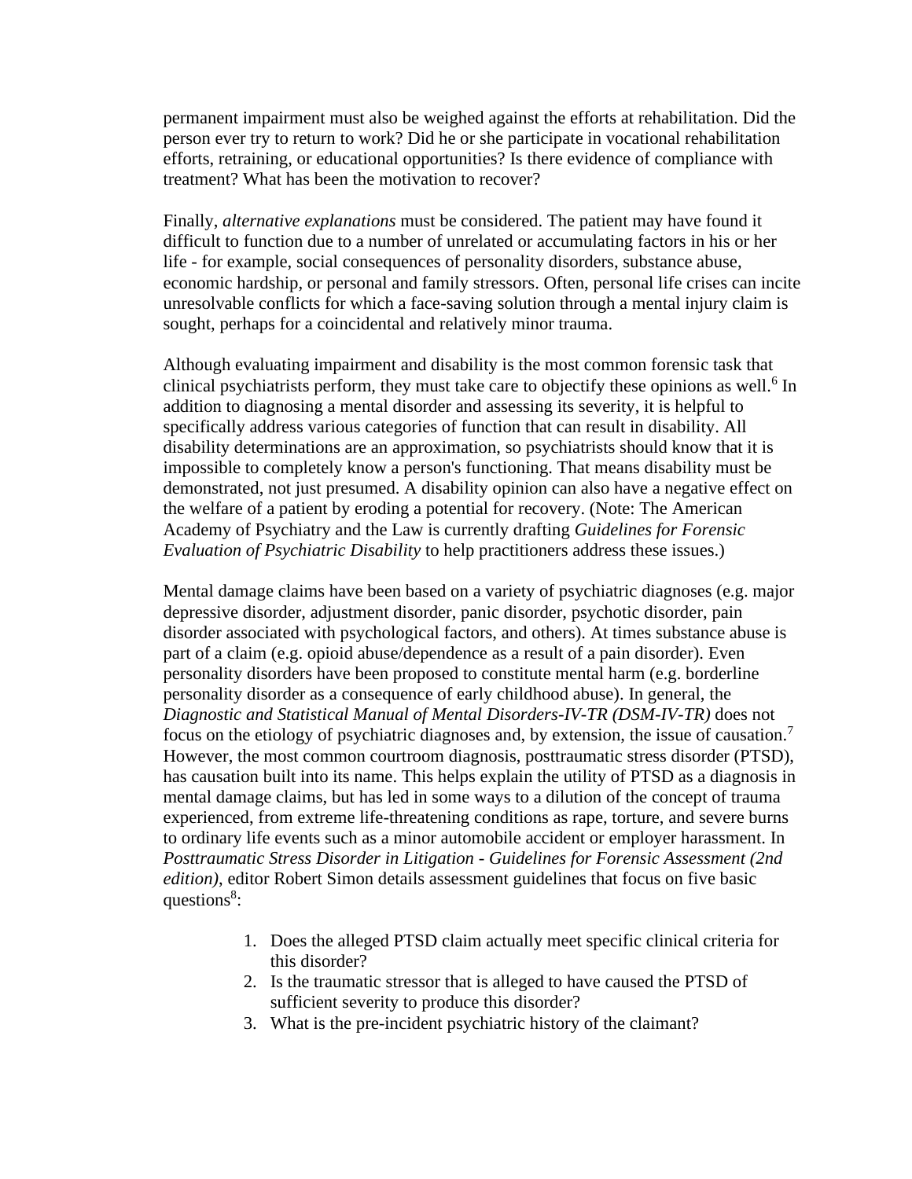permanent impairment must also be weighed against the efforts at rehabilitation. Did the person ever try to return to work? Did he or she participate in vocational rehabilitation efforts, retraining, or educational opportunities? Is there evidence of compliance with treatment? What has been the motivation to recover?

Finally, *alternative explanations* must be considered. The patient may have found it difficult to function due to a number of unrelated or accumulating factors in his or her life - for example, social consequences of personality disorders, substance abuse, economic hardship, or personal and family stressors. Often, personal life crises can incite unresolvable conflicts for which a face-saving solution through a mental injury claim is sought, perhaps for a coincidental and relatively minor trauma.

Although evaluating impairment and disability is the most common forensic task that clinical psychiatrists perform, they must take care to objectify these opinions as well.[6] In addition to diagnosing a mental disorder and assessing its severity, it is helpful to specifically address various categories of function that can result in disability. All disability determinations are an approximation, so psychiatrists should know that it is impossible to completely know a person's functioning. That means disability must be demonstrated, not just presumed. A disability opinion can also have a negative effect on the welfare of a patient by eroding a potential for recovery. (Note: The American Academy of Psychiatry and the Law is currently drafting *Guidelines for Forensic Evaluation of Psychiatric Disability* to help practitioners address these issues.)

Mental damage claims have been based on a variety of psychiatric diagnoses (e.g. major depressive disorder, adjustment disorder, panic disorder, psychotic disorder, pain disorder associated with psychological factors, and others). At times substance abuse is part of a claim (e.g. opioid abuse/dependence as a result of a pain disorder). Even personality disorders have been proposed to constitute mental harm (e.g. borderline personality disorder as a consequence of early childhood abuse). In general, the *Diagnostic and Statistical Manual of Mental Disorders-IV-TR (DSM-IV-TR)* does not focus on the etiology of psychiatric diagnoses and, by extension, the issue of causation.[7] However, the most common courtroom diagnosis, posttraumatic stress disorder (PTSD), has causation built into its name. This helps explain the utility of PTSD as a diagnosis in mental damage claims, but has led in some ways to a dilution of the concept of trauma experienced, from extreme life-threatening conditions as rape, torture, and severe burns to ordinary life events such as a minor automobile accident or employer harassment. In *Posttraumatic Stress Disorder in Litigation - Guidelines for Forensic Assessment (2nd edition)*, editor Robert Simon details assessment guidelines that focus on five basic questions[8]:

1. Does the alleged PTSD claim actually meet specific clinical criteria for this disorder?
2. Is the traumatic stressor that is alleged to have caused the PTSD of sufficient severity to produce this disorder?
3. What is the pre-incident psychiatric history of the claimant?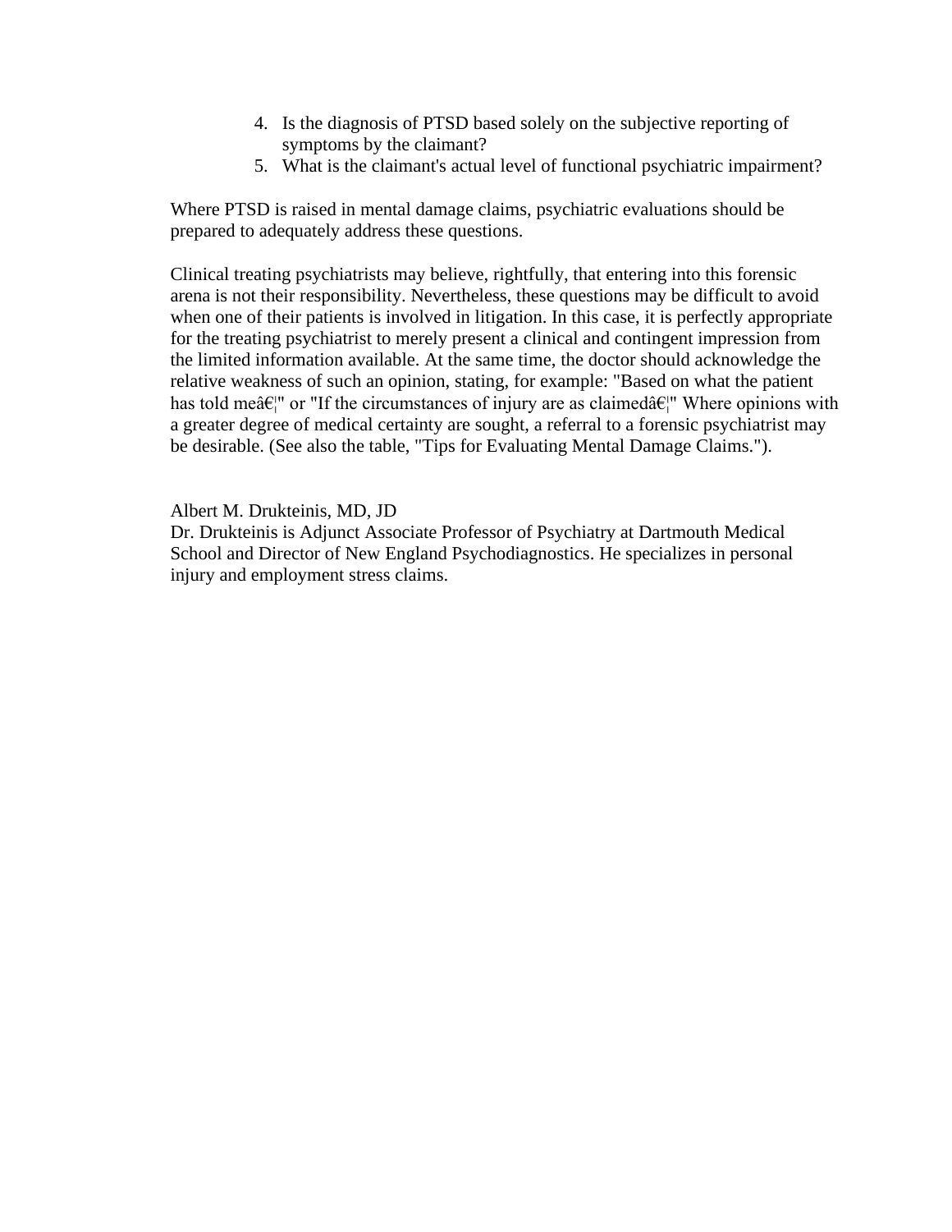4. Is the diagnosis of PTSD based solely on the subjective reporting of symptoms by the claimant?
5. What is the claimant's actual level of functional psychiatric impairment?

Where PTSD is raised in mental damage claims, psychiatric evaluations should be prepared to adequately address these questions.

Clinical treating psychiatrists may believe, rightfully, that entering into this forensic arena is not their responsibility. Nevertheless, these questions may be difficult to avoid when one of their patients is involved in litigation. In this case, it is perfectly appropriate for the treating psychiatrist to merely present a clinical and contingent impression from the limited information available. At the same time, the doctor should acknowledge the relative weakness of such an opinion, stating, for example: "Based on what the patient has told meâ€¦" or "If the circumstances of injury are as claimedâ€¦" Where opinions with a greater degree of medical certainty are sought, a referral to a forensic psychiatrist may be desirable. (See also the table, "Tips for Evaluating Mental Damage Claims.").

Albert M. Drukteinis, MD, JD
Dr. Drukteinis is Adjunct Associate Professor of Psychiatry at Dartmouth Medical School and Director of New England Psychodiagnostics. He specializes in personal injury and employment stress claims.